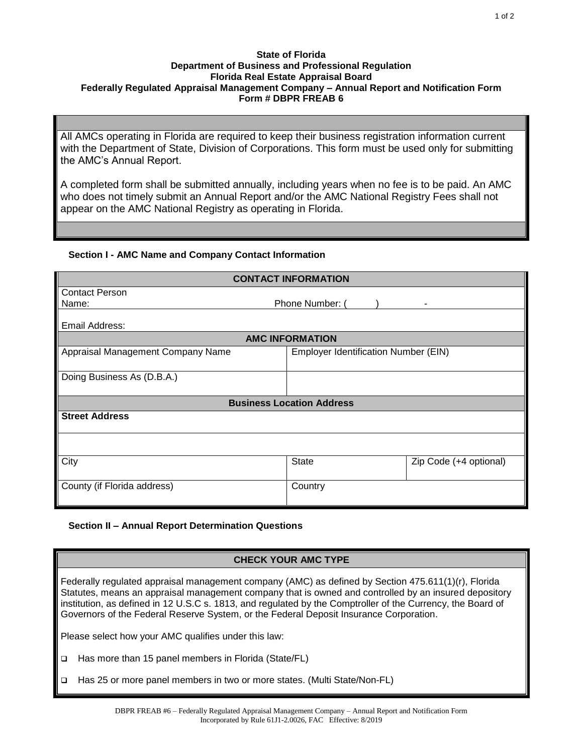**State of Florida**
**Department of Business and Professional Regulation**
**Florida Real Estate Appraisal Board**
**Federally Regulated Appraisal Management Company – Annual Report and Notification Form**
**Form # DBPR FREAB 6**

All AMCs operating in Florida are required to keep their business registration information current with the Department of State, Division of Corporations. This form must be used only for submitting the AMC's Annual Report.

A completed form shall be submitted annually, including years when no fee is to be paid. An AMC who does not timely submit an Annual Report and/or the AMC National Registry Fees shall not appear on the AMC National Registry as operating in Florida.

### Section I - AMC Name and Company Contact Information

| CONTACT INFORMATION | | |
|---|---|---|
| Contact Person Name: | Phone Number: (  )  - | |
| Email Address: | | |
| **AMC INFORMATION** | | |
| Appraisal Management Company Name | Employer Identification Number (EIN) | |
| Doing Business As (D.B.A.) | | |
| **Business Location Address** | | |
| **Street Address** | | |
| | | |
| City | State | Zip Code (+4 optional) |
| County (if Florida address) | Country | |

### Section II – Annual Report Determination Questions

**CHECK YOUR AMC TYPE**

Federally regulated appraisal management company (AMC) as defined by Section 475.611(1)(r), Florida Statutes, means an appraisal management company that is owned and controlled by an insured depository institution, as defined in 12 U.S.C s. 1813, and regulated by the Comptroller of the Currency, the Board of Governors of the Federal Reserve System, or the Federal Deposit Insurance Corporation.

Please select how your AMC qualifies under this law:

- ☐ Has more than 15 panel members in Florida (State/FL)
- ☐ Has 25 or more panel members in two or more states. (Multi State/Non-FL)

DBPR FREAB #6 – Federally Regulated Appraisal Management Company – Annual Report and Notification Form
Incorporated by Rule 61J1-2.0026, FAC Effective: 8/2019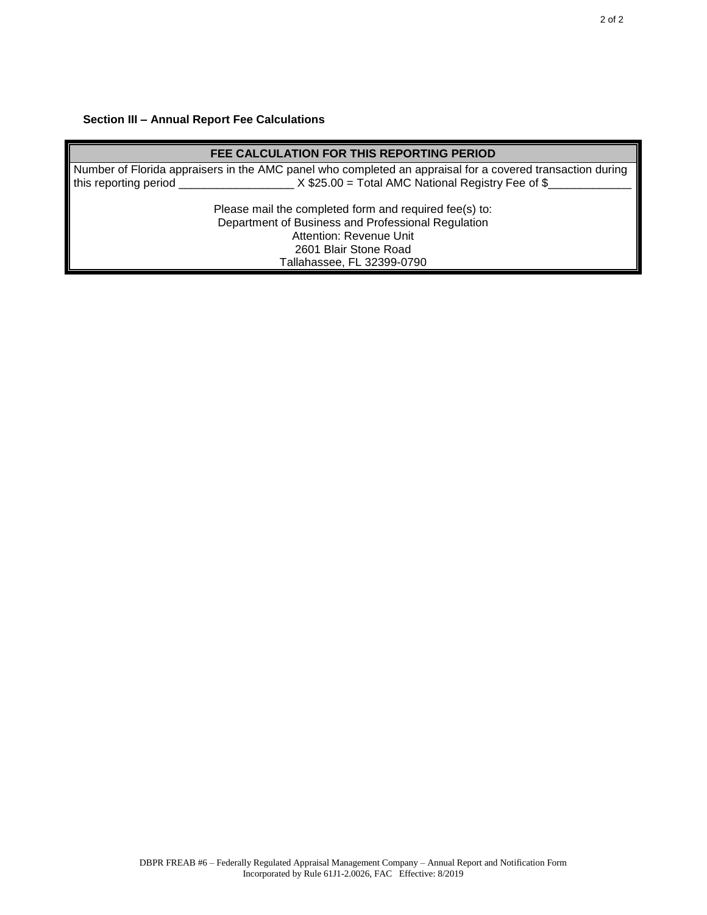**Section III – Annual Report Fee Calculations**

| FEE CALCULATION FOR THIS REPORTING PERIOD |
| --- |
| Number of Florida appraisers in the AMC panel who completed an appraisal for a covered transaction during this reporting period __________________ X $25.00 = Total AMC National Registry Fee of $_____________ |
| Please mail the completed form and required fee(s) to:<br>Department of Business and Professional Regulation<br>Attention: Revenue Unit<br>2601 Blair Stone Road<br>Tallahassee, FL 32399-0790 |

DBPR FREAB #6 – Federally Regulated Appraisal Management Company – Annual Report and Notification Form
Incorporated by Rule 61J1-2.0026, FAC Effective: 8/2019